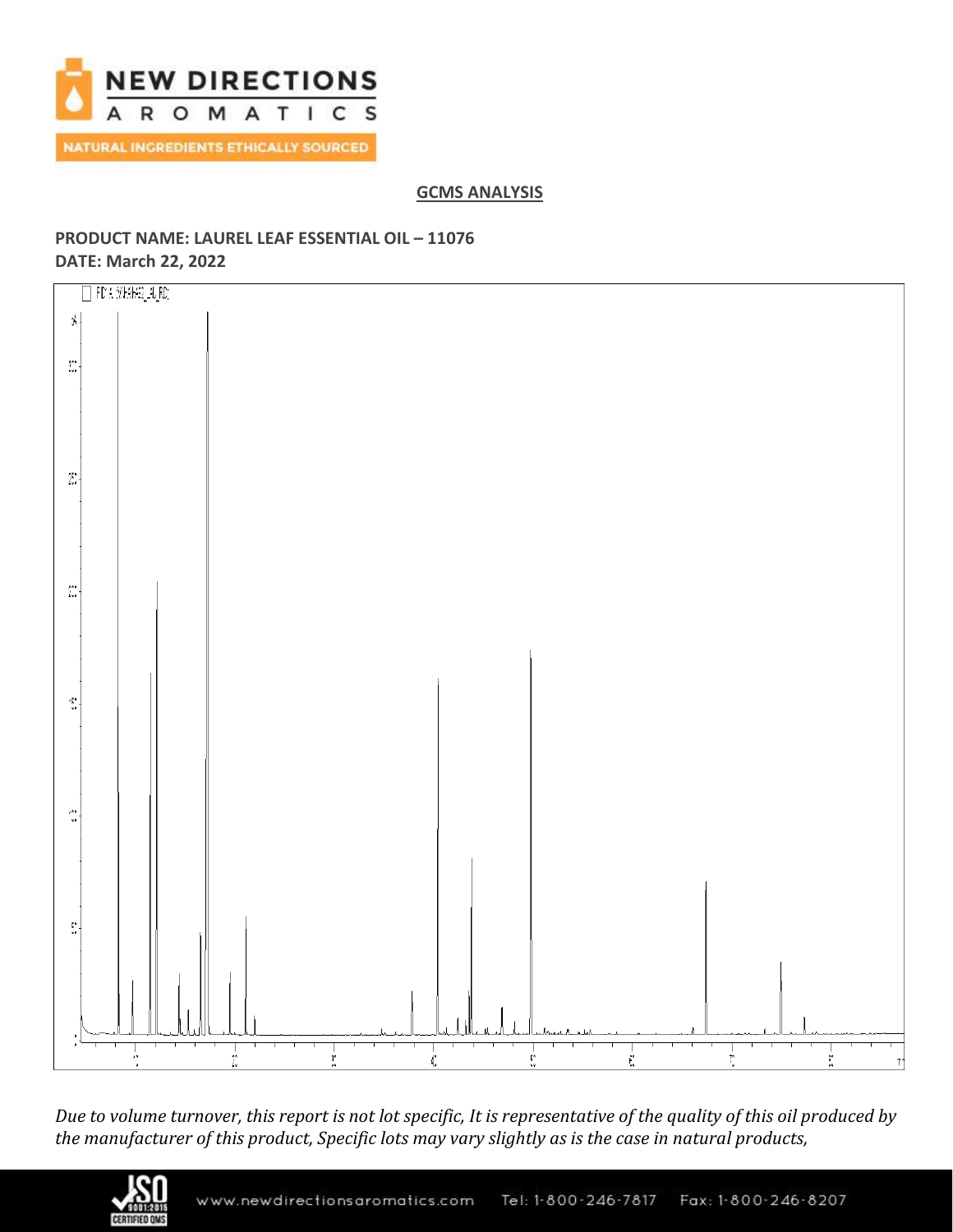## GCMS ANALYSIS

**PRODUCT NAME: LAUREL LEAF ESSENTIAL OIL – 11076**
**DATE: March 22, 2022**

*Due to volume turnover, this report is not lot specific, It is representative of the quality of this oil produced by the manufacturer of this product, Specific lots may vary slightly as is the case in natural products,*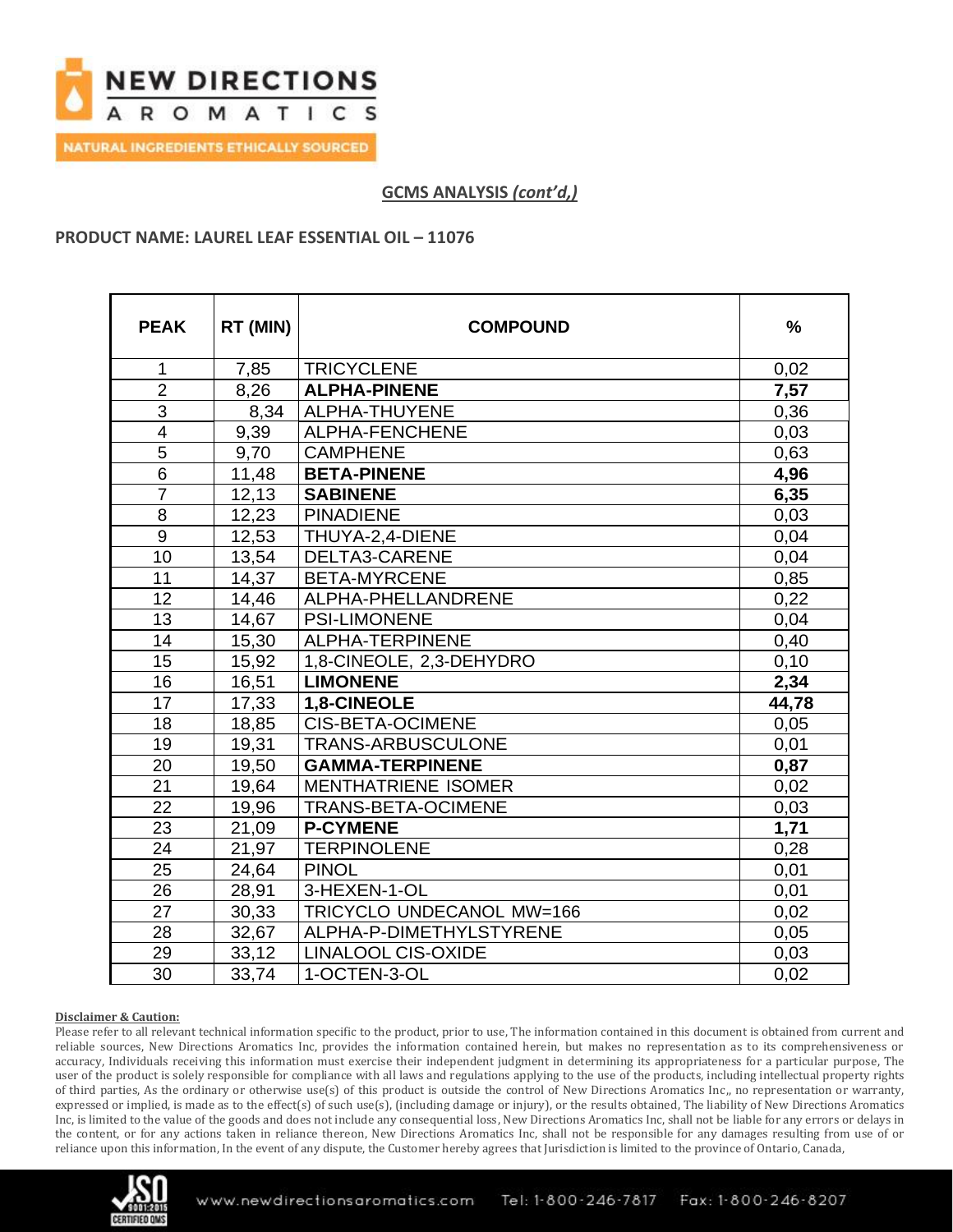## GCMS ANALYSIS *(cont'd,)*

**PRODUCT NAME: LAUREL LEAF ESSENTIAL OIL – 11076**

| PEAK | RT (MIN) | COMPOUND | % |
|---|---|---|---|
| 1 | 7,85 | TRICYCLENE | 0,02 |
| 2 | 8,26 | **ALPHA-PINENE** | **7,57** |
| 3 | 8,34 | ALPHA-THUYENE | 0,36 |
| 4 | 9,39 | ALPHA-FENCHENE | 0,03 |
| 5 | 9,70 | CAMPHENE | 0,63 |
| 6 | 11,48 | **BETA-PINENE** | **4,96** |
| 7 | 12,13 | **SABINENE** | **6,35** |
| 8 | 12,23 | PINADIENE | 0,03 |
| 9 | 12,53 | THUYA-2,4-DIENE | 0,04 |
| 10 | 13,54 | DELTA3-CARENE | 0,04 |
| 11 | 14,37 | BETA-MYRCENE | 0,85 |
| 12 | 14,46 | ALPHA-PHELLANDRENE | 0,22 |
| 13 | 14,67 | PSI-LIMONENE | 0,04 |
| 14 | 15,30 | ALPHA-TERPINENE | 0,40 |
| 15 | 15,92 | 1,8-CINEOLE, 2,3-DEHYDRO | 0,10 |
| 16 | 16,51 | **LIMONENE** | **2,34** |
| 17 | 17,33 | **1,8-CINEOLE** | **44,78** |
| 18 | 18,85 | CIS-BETA-OCIMENE | 0,05 |
| 19 | 19,31 | TRANS-ARBUSCULONE | 0,01 |
| 20 | 19,50 | **GAMMA-TERPINENE** | **0,87** |
| 21 | 19,64 | MENTHATRIENE ISOMER | 0,02 |
| 22 | 19,96 | TRANS-BETA-OCIMENE | 0,03 |
| 23 | 21,09 | **P-CYMENE** | **1,71** |
| 24 | 21,97 | TERPINOLENE | 0,28 |
| 25 | 24,64 | PINOL | 0,01 |
| 26 | 28,91 | 3-HEXEN-1-OL | 0,01 |
| 27 | 30,33 | TRICYCLO UNDECANOL MW=166 | 0,02 |
| 28 | 32,67 | ALPHA-P-DIMETHYLSTYRENE | 0,05 |
| 29 | 33,12 | LINALOOL CIS-OXIDE | 0,03 |
| 30 | 33,74 | 1-OCTEN-3-OL | 0,02 |

**Disclaimer & Caution:**

Please refer to all relevant technical information specific to the product, prior to use, The information contained in this document is obtained from current and reliable sources, New Directions Aromatics Inc, provides the information contained herein, but makes no representation as to its comprehensiveness or accuracy, Individuals receiving this information must exercise their independent judgment in determining its appropriateness for a particular purpose, The user of the product is solely responsible for compliance with all laws and regulations applying to the use of the products, including intellectual property rights of third parties, As the ordinary or otherwise use(s) of this product is outside the control of New Directions Aromatics Inc,, no representation or warranty, expressed or implied, is made as to the effect(s) of such use(s), (including damage or injury), or the results obtained, The liability of New Directions Aromatics Inc, is limited to the value of the goods and does not include any consequential loss, New Directions Aromatics Inc, shall not be liable for any errors or delays in the content, or for any actions taken in reliance thereon, New Directions Aromatics Inc, shall not be responsible for any damages resulting from use of or reliance upon this information, In the event of any dispute, the Customer hereby agrees that Jurisdiction is limited to the province of Ontario, Canada,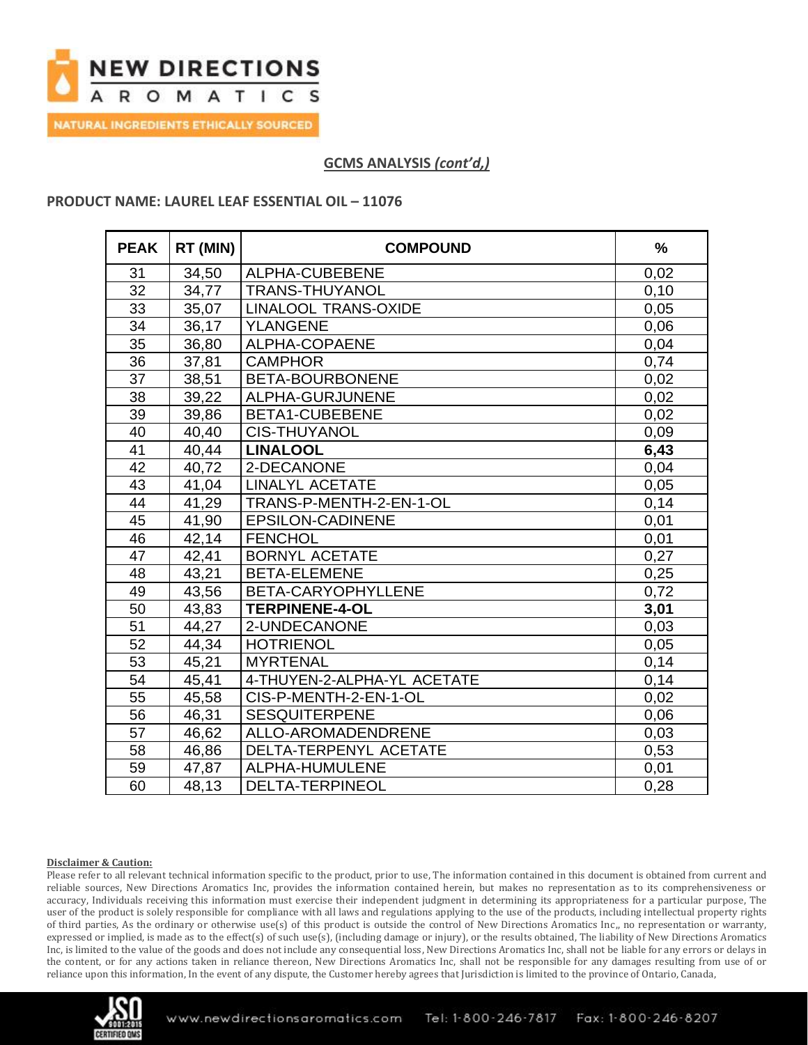## GCMS ANALYSIS *(cont'd,)*

**PRODUCT NAME: LAUREL LEAF ESSENTIAL OIL – 11076**

| PEAK | RT (MIN) | COMPOUND | % |
|---|---|---|---|
| 31 | 34,50 | ALPHA-CUBEBENE | 0,02 |
| 32 | 34,77 | TRANS-THUYANOL | 0,10 |
| 33 | 35,07 | LINALOOL TRANS-OXIDE | 0,05 |
| 34 | 36,17 | YLANGENE | 0,06 |
| 35 | 36,80 | ALPHA-COPAENE | 0,04 |
| 36 | 37,81 | CAMPHOR | 0,74 |
| 37 | 38,51 | BETA-BOURBONENE | 0,02 |
| 38 | 39,22 | ALPHA-GURJUNENE | 0,02 |
| 39 | 39,86 | BETA1-CUBEBENE | 0,02 |
| 40 | 40,40 | CIS-THUYANOL | 0,09 |
| 41 | 40,44 | **LINALOOL** | **6,43** |
| 42 | 40,72 | 2-DECANONE | 0,04 |
| 43 | 41,04 | LINALYL ACETATE | 0,05 |
| 44 | 41,29 | TRANS-P-MENTH-2-EN-1-OL | 0,14 |
| 45 | 41,90 | EPSILON-CADINENE | 0,01 |
| 46 | 42,14 | FENCHOL | 0,01 |
| 47 | 42,41 | BORNYL ACETATE | 0,27 |
| 48 | 43,21 | BETA-ELEMENE | 0,25 |
| 49 | 43,56 | BETA-CARYOPHYLLENE | 0,72 |
| 50 | 43,83 | **TERPINENE-4-OL** | **3,01** |
| 51 | 44,27 | 2-UNDECANONE | 0,03 |
| 52 | 44,34 | HOTRIENOL | 0,05 |
| 53 | 45,21 | MYRTENAL | 0,14 |
| 54 | 45,41 | 4-THUYEN-2-ALPHA-YL ACETATE | 0,14 |
| 55 | 45,58 | CIS-P-MENTH-2-EN-1-OL | 0,02 |
| 56 | 46,31 | SESQUITERPENE | 0,06 |
| 57 | 46,62 | ALLO-AROMADENDRENE | 0,03 |
| 58 | 46,86 | DELTA-TERPENYL ACETATE | 0,53 |
| 59 | 47,87 | ALPHA-HUMULENE | 0,01 |
| 60 | 48,13 | DELTA-TERPINEOL | 0,28 |

**Disclaimer & Caution:**

Please refer to all relevant technical information specific to the product, prior to use, The information contained in this document is obtained from current and reliable sources, New Directions Aromatics Inc, provides the information contained herein, but makes no representation as to its comprehensiveness or accuracy, Individuals receiving this information must exercise their independent judgment in determining its appropriateness for a particular purpose, The user of the product is solely responsible for compliance with all laws and regulations applying to the use of the products, including intellectual property rights of third parties, As the ordinary or otherwise use(s) of this product is outside the control of New Directions Aromatics Inc,, no representation or warranty, expressed or implied, is made as to the effect(s) of such use(s), (including damage or injury), or the results obtained, The liability of New Directions Aromatics Inc, is limited to the value of the goods and does not include any consequential loss, New Directions Aromatics Inc, shall not be liable for any errors or delays in the content, or for any actions taken in reliance thereon, New Directions Aromatics Inc, shall not be responsible for any damages resulting from use of or reliance upon this information, In the event of any dispute, the Customer hereby agrees that Jurisdiction is limited to the province of Ontario, Canada,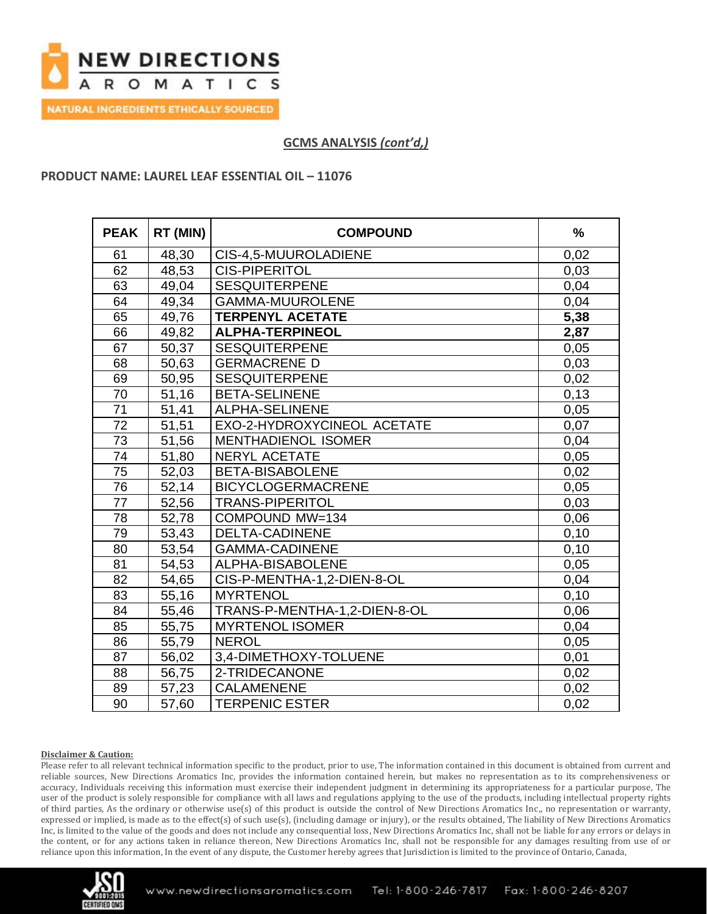## GCMS ANALYSIS *(cont'd,)*

**PRODUCT NAME: LAUREL LEAF ESSENTIAL OIL – 11076**

| PEAK | RT (MIN) | COMPOUND | % |
|---|---|---|---|
| 61 | 48,30 | CIS-4,5-MUUROLADIENE | 0,02 |
| 62 | 48,53 | CIS-PIPERITOL | 0,03 |
| 63 | 49,04 | SESQUITERPENE | 0,04 |
| 64 | 49,34 | GAMMA-MUUROLENE | 0,04 |
| 65 | 49,76 | **TERPENYL ACETATE** | **5,38** |
| 66 | 49,82 | **ALPHA-TERPINEOL** | **2,87** |
| 67 | 50,37 | SESQUITERPENE | 0,05 |
| 68 | 50,63 | GERMACRENE D | 0,03 |
| 69 | 50,95 | SESQUITERPENE | 0,02 |
| 70 | 51,16 | BETA-SELINENE | 0,13 |
| 71 | 51,41 | ALPHA-SELINENE | 0,05 |
| 72 | 51,51 | EXO-2-HYDROXYCINEOL ACETATE | 0,07 |
| 73 | 51,56 | MENTHADIENOL ISOMER | 0,04 |
| 74 | 51,80 | NERYL ACETATE | 0,05 |
| 75 | 52,03 | BETA-BISABOLENE | 0,02 |
| 76 | 52,14 | BICYCLOGERMACRENE | 0,05 |
| 77 | 52,56 | TRANS-PIPERITOL | 0,03 |
| 78 | 52,78 | COMPOUND MW=134 | 0,06 |
| 79 | 53,43 | DELTA-CADINENE | 0,10 |
| 80 | 53,54 | GAMMA-CADINENE | 0,10 |
| 81 | 54,53 | ALPHA-BISABOLENE | 0,05 |
| 82 | 54,65 | CIS-P-MENTHA-1,2-DIEN-8-OL | 0,04 |
| 83 | 55,16 | MYRTENOL | 0,10 |
| 84 | 55,46 | TRANS-P-MENTHA-1,2-DIEN-8-OL | 0,06 |
| 85 | 55,75 | MYRTENOL ISOMER | 0,04 |
| 86 | 55,79 | NEROL | 0,05 |
| 87 | 56,02 | 3,4-DIMETHOXY-TOLUENE | 0,01 |
| 88 | 56,75 | 2-TRIDECANONE | 0,02 |
| 89 | 57,23 | CALAMENENE | 0,02 |
| 90 | 57,60 | TERPENIC ESTER | 0,02 |

**Disclaimer & Caution:**

Please refer to all relevant technical information specific to the product, prior to use, The information contained in this document is obtained from current and reliable sources, New Directions Aromatics Inc, provides the information contained herein, but makes no representation as to its comprehensiveness or accuracy, Individuals receiving this information must exercise their independent judgment in determining its appropriateness for a particular purpose, The user of the product is solely responsible for compliance with all laws and regulations applying to the use of the products, including intellectual property rights of third parties, As the ordinary or otherwise use(s) of this product is outside the control of New Directions Aromatics Inc,, no representation or warranty, expressed or implied, is made as to the effect(s) of such use(s), (including damage or injury), or the results obtained, The liability of New Directions Aromatics Inc, is limited to the value of the goods and does not include any consequential loss, New Directions Aromatics Inc, shall not be liable for any errors or delays in the content, or for any actions taken in reliance thereon, New Directions Aromatics Inc, shall not be responsible for any damages resulting from use of or reliance upon this information, In the event of any dispute, the Customer hereby agrees that Jurisdiction is limited to the province of Ontario, Canada,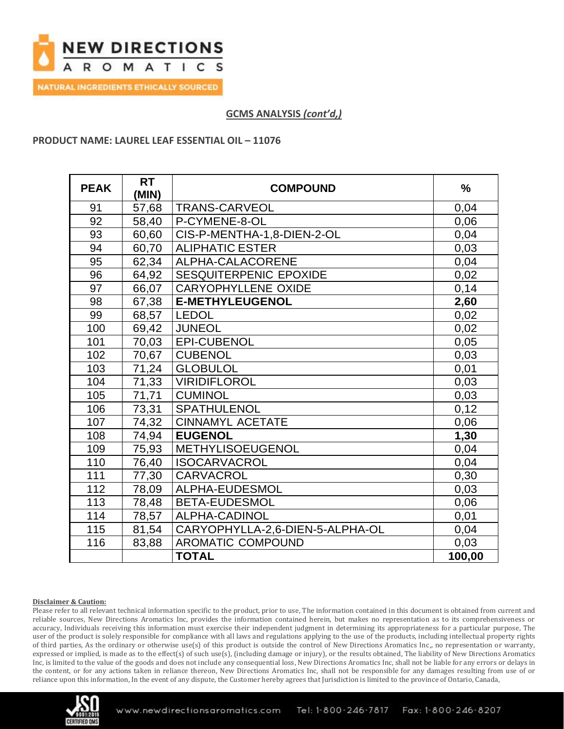## GCMS ANALYSIS *(cont'd,)*

**PRODUCT NAME: LAUREL LEAF ESSENTIAL OIL – 11076**

| PEAK | RT (MIN) | COMPOUND | % |
|---|---|---|---|
| 91 | 57,68 | TRANS-CARVEOL | 0,04 |
| 92 | 58,40 | P-CYMENE-8-OL | 0,06 |
| 93 | 60,60 | CIS-P-MENTHA-1,8-DIEN-2-OL | 0,04 |
| 94 | 60,70 | ALIPHATIC ESTER | 0,03 |
| 95 | 62,34 | ALPHA-CALACORENE | 0,04 |
| 96 | 64,92 | SESQUITERPENIC EPOXIDE | 0,02 |
| 97 | 66,07 | CARYOPHYLLENE OXIDE | 0,14 |
| 98 | 67,38 | **E-METHYLEUGENOL** | **2,60** |
| 99 | 68,57 | LEDOL | 0,02 |
| 100 | 69,42 | JUNEOL | 0,02 |
| 101 | 70,03 | EPI-CUBENOL | 0,05 |
| 102 | 70,67 | CUBENOL | 0,03 |
| 103 | 71,24 | GLOBULOL | 0,01 |
| 104 | 71,33 | VIRIDIFLOROL | 0,03 |
| 105 | 71,71 | CUMINOL | 0,03 |
| 106 | 73,31 | SPATHULENOL | 0,12 |
| 107 | 74,32 | CINNAMYL ACETATE | 0,06 |
| 108 | 74,94 | **EUGENOL** | **1,30** |
| 109 | 75,93 | METHYLISOEUGENOL | 0,04 |
| 110 | 76,40 | ISOCARVACROL | 0,04 |
| 111 | 77,30 | CARVACROL | 0,30 |
| 112 | 78,09 | ALPHA-EUDESMOL | 0,03 |
| 113 | 78,48 | BETA-EUDESMOL | 0,06 |
| 114 | 78,57 | ALPHA-CADINOL | 0,01 |
| 115 | 81,54 | CARYOPHYLLA-2,6-DIEN-5-ALPHA-OL | 0,04 |
| 116 | 83,88 | AROMATIC COMPOUND | 0,03 |
| | | **TOTAL** | **100,00** |

**Disclaimer & Caution:**

Please refer to all relevant technical information specific to the product, prior to use, The information contained in this document is obtained from current and reliable sources, New Directions Aromatics Inc, provides the information contained herein, but makes no representation as to its comprehensiveness or accuracy, Individuals receiving this information must exercise their independent judgment in determining its appropriateness for a particular purpose, The user of the product is solely responsible for compliance with all laws and regulations applying to the use of the products, including intellectual property rights of third parties, As the ordinary or otherwise use(s) of this product is outside the control of New Directions Aromatics Inc,, no representation or warranty, expressed or implied, is made as to the effect(s) of such use(s), (including damage or injury), or the results obtained, The liability of New Directions Aromatics Inc, is limited to the value of the goods and does not include any consequential loss, New Directions Aromatics Inc, shall not be liable for any errors or delays in the content, or for any actions taken in reliance thereon, New Directions Aromatics Inc, shall not be responsible for any damages resulting from use of or reliance upon this information, In the event of any dispute, the Customer hereby agrees that Jurisdiction is limited to the province of Ontario, Canada,